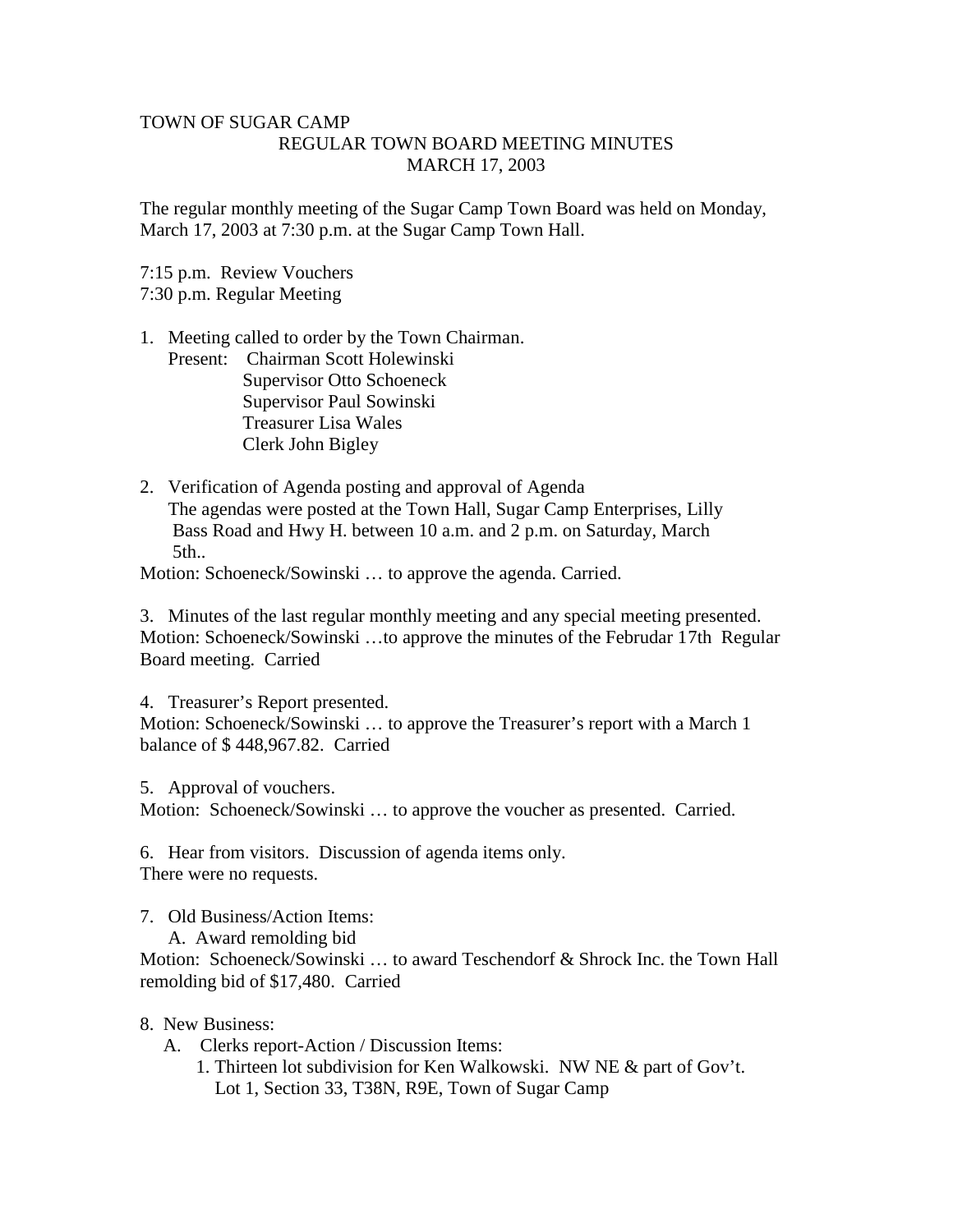TOWN OF SUGAR CAMP

REGULAR TOWN BOARD MEETING MINUTES

MARCH 17, 2003

The regular monthly meeting of the Sugar Camp Town Board was held on Monday, March 17, 2003 at 7:30 p.m. at the Sugar Camp Town Hall.

7:15 p.m. Review Vouchers
7:30 p.m. Regular Meeting

1. Meeting called to order by the Town Chairman.
   Present: Chairman Scott Holewinski
   Supervisor Otto Schoeneck
   Supervisor Paul Sowinski
   Treasurer Lisa Wales
   Clerk John Bigley

2. Verification of Agenda posting and approval of Agenda
   The agendas were posted at the Town Hall, Sugar Camp Enterprises, Lilly Bass Road and Hwy H. between 10 a.m. and 2 p.m. on Saturday, March 5th..

Motion: Schoeneck/Sowinski … to approve the agenda. Carried.

3. Minutes of the last regular monthly meeting and any special meeting presented.

Motion: Schoeneck/Sowinski …to approve the minutes of the Februdar 17th Regular Board meeting. Carried

4. Treasurer's Report presented.

Motion: Schoeneck/Sowinski … to approve the Treasurer's report with a March 1 balance of $ 448,967.82. Carried

5. Approval of vouchers.

Motion: Schoeneck/Sowinski … to approve the voucher as presented. Carried.

6. Hear from visitors. Discussion of agenda items only.

There were no requests.

7. Old Business/Action Items:
   A. Award remolding bid

Motion: Schoeneck/Sowinski … to award Teschendorf & Shrock Inc. the Town Hall remolding bid of $17,480. Carried

8. New Business:
   A. Clerks report-Action / Discussion Items:
      1. Thirteen lot subdivision for Ken Walkowski. NW NE & part of Gov't. Lot 1, Section 33, T38N, R9E, Town of Sugar Camp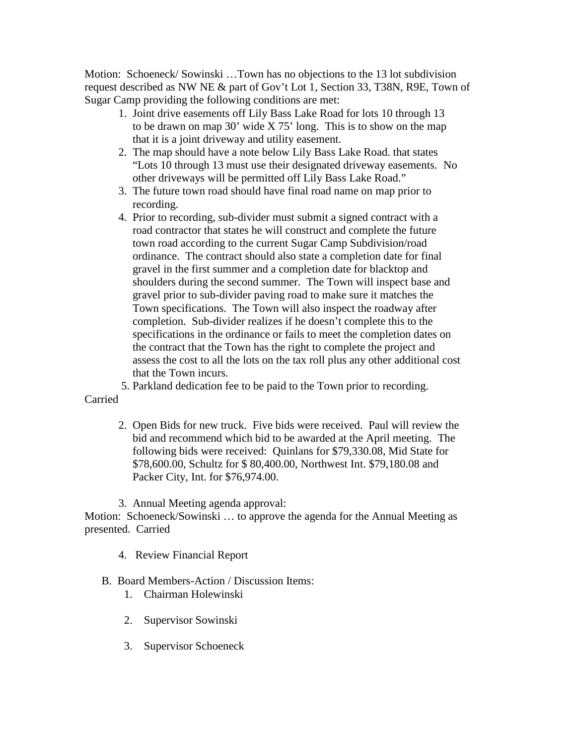Motion: Schoeneck/ Sowinski …Town has no objections to the 13 lot subdivision request described as NW NE & part of Gov't Lot 1, Section 33, T38N, R9E, Town of Sugar Camp providing the following conditions are met:

1. Joint drive easements off Lily Bass Lake Road for lots 10 through 13 to be drawn on map 30' wide X 75' long. This is to show on the map that it is a joint driveway and utility easement.
2. The map should have a note below Lily Bass Lake Road. that states "Lots 10 through 13 must use their designated driveway easements. No other driveways will be permitted off Lily Bass Lake Road."
3. The future town road should have final road name on map prior to recording.
4. Prior to recording, sub-divider must submit a signed contract with a road contractor that states he will construct and complete the future town road according to the current Sugar Camp Subdivision/road ordinance. The contract should also state a completion date for final gravel in the first summer and a completion date for blacktop and shoulders during the second summer. The Town will inspect base and gravel prior to sub-divider paving road to make sure it matches the Town specifications. The Town will also inspect the roadway after completion. Sub-divider realizes if he doesn't complete this to the specifications in the ordinance or fails to meet the completion dates on the contract that the Town has the right to complete the project and assess the cost to all the lots on the tax roll plus any other additional cost that the Town incurs.
5. Parkland dedication fee to be paid to the Town prior to recording.

Carried

2. Open Bids for new truck. Five bids were received. Paul will review the bid and recommend which bid to be awarded at the April meeting. The following bids were received: Quinlans for $79,330.08, Mid State for $78,600.00, Schultz for $ 80,400.00, Northwest Int. $79,180.08 and Packer City, Int. for $76,974.00.

3. Annual Meeting agenda approval:

Motion: Schoeneck/Sowinski … to approve the agenda for the Annual Meeting as presented. Carried

4. Review Financial Report

B. Board Members-Action / Discussion Items:

1. Chairman Holewinski

2. Supervisor Sowinski

3. Supervisor Schoeneck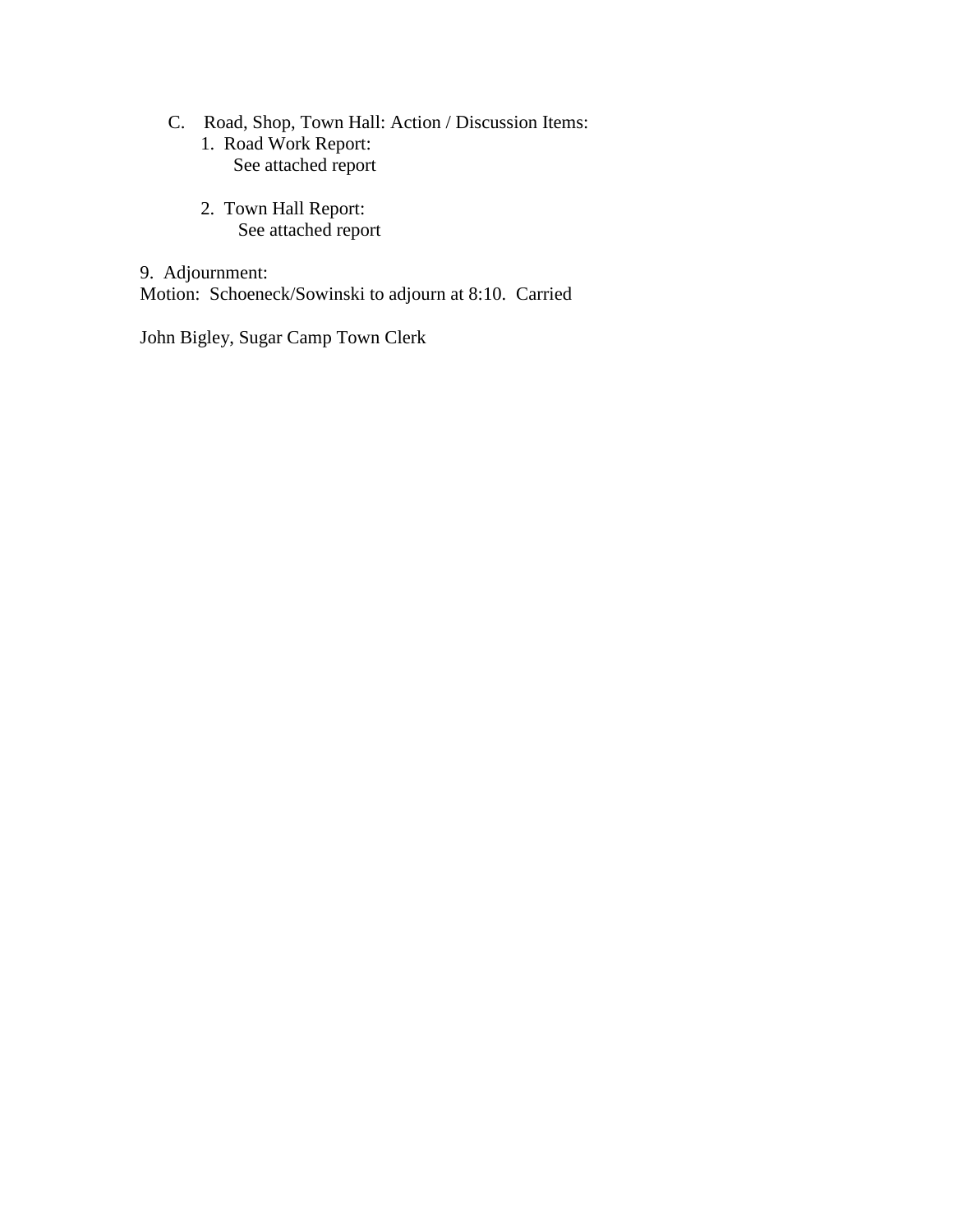C. Road, Shop, Town Hall: Action / Discussion Items:

1. Road Work Report:
   See attached report

2. Town Hall Report:
   See attached report

9. Adjournment:

Motion: Schoeneck/Sowinski to adjourn at 8:10. Carried

John Bigley, Sugar Camp Town Clerk